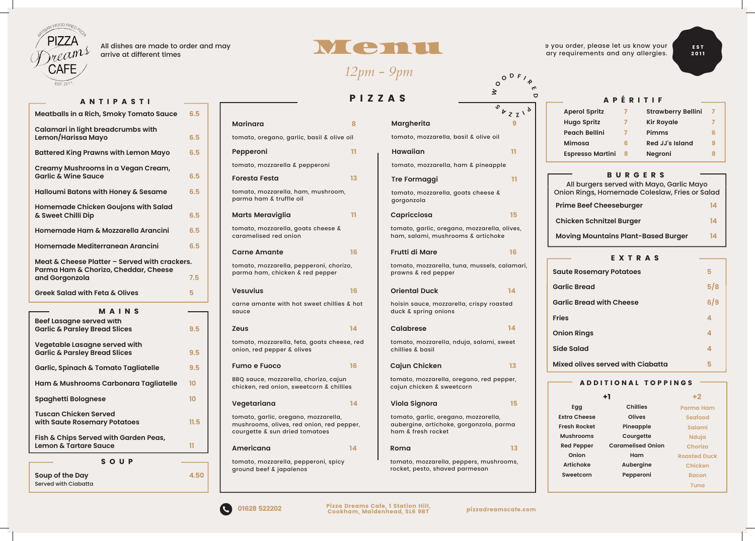PIZZA Dreams CAFE

ARTISAN WOOD FIRED PIZZA

EST. 2011

All dishes are made to order and may arrive at different times

# Menu

*12pm - 9pm*

e you order, please let us know your ary requirements and any allergies.

EST 2011

## ANTIPASTI

| Item | Price |
|---|---|
| Meatballs in a Rich, Smoky Tomato Sauce | 6.5 |
| Calamari in light breadcrumbs with Lemon/Harissa Mayo | 6.5 |
| Battered King Prawns with Lemon Mayo | 6.5 |
| Creamy Mushrooms in a Vegan Cream, Garlic & Wine Sauce | 6.5 |
| Halloumi Batons with Honey & Sesame | 6.5 |
| Homemade Chicken Goujons with Salad & Sweet Chilli Dip | 6.5 |
| Homemade Ham & Mozzarella Arancini | 6.5 |
| Homemade Mediterranean Arancini | 6.5 |
| Meat & Cheese Platter – Served with crackers. Parma Ham & Chorizo, Cheddar, Cheese and Gorgonzola | 7.5 |
| Greek Salad with Feta & Olives | 5 |

## MAINS

| Item | Price |
|---|---|
| Beef Lasagne served with Garlic & Parsley Bread Slices | 9.5 |
| Vegetable Lasagne served with Garlic & Parsley Bread Slices | 9.5 |
| Garlic, Spinach & Tomato Tagliatelle | 9.5 |
| Ham & Mushrooms Carbonara Tagliatelle | 10 |
| Spaghetti Bolognese | 10 |
| Tuscan Chicken Served with Saute Rosemary Potatoes | 11.5 |
| Fish & Chips Served with Garden Peas, Lemon & Tartare Sauce | 11 |

## SOUP

| Item | Price |
|---|---|
| Soup of the Day<br>Served with Ciabatta | 4.50 |

## PIZZAS

WOOD FIRED PIZZAS

**Marinara** 8
tomato, oregano, garlic, basil & olive oil

**Pepperoni** 11
tomato, mozzarella & pepperoni

**Foresta Festa** 13
tomato, mozzarella, ham, mushroom, parma ham & truffle oil

**Marts Meraviglia** 11
tomato, mozzarella, goats cheese & caramelised red onion

**Carne Amante** 16
tomato, mozzarella, pepperoni, chorizo, parma ham, chicken & red pepper

**Vesuvius** 16
carne amante with hot sweet chillies & hot sauce

**Zeus** 14
tomato, mozzarella, feta, goats cheese, red onion, red pepper & olives

**Fumo e Fuoco** 16
BBQ sauce, mozzarella, chorizo, cajun chicken, red onion, sweetcorn & chillies

**Vegetariana** 14
tomato, garlic, oregano, mozzarella, mushrooms, olives, red onion, red pepper, courgette & sun dried tomatoes

**Americana** 14
tomato, mozzarella, pepperoni, spicy ground beef & japalenos

**Margherita** 9
tomato, mozzarella, basil & olive oil

**Hawaiian** 11
tomato, mozzarella, ham & pineapple

**Tre Formaggi** 11
tomato, mozzarella, goats cheese & gorgonzola

**Capricciosa** 15
tomato, garlic, oregano, mozzarella, olives, ham, salami, mushrooms & artichoke

**Frutti di Mare** 16
tomato, mozzarella, tuna, mussels, calamari, prawns & red pepper

**Oriental Duck** 14
hoisin sauce, mozzarella, crispy roasted duck & spring onions

**Calabrese** 14
tomato, mozzarella, nduja, salami, sweet chillies & basil

**Cajun Chicken** 13
tomato, mozzarella, oregano, red pepper, cajun chicken & sweetcorn

**Viola Signora** 15
tomato, garlic, oregano, mozzarella, aubergine, artichoke, gorgonzola, parma ham & fresh rocket

**Roma** 13
tomato, mozzarella, peppers, mushrooms, rocket, pesto, shaved parmesan

## APÉRITIF

| Item | Price | Item | Price |
|---|---|---|---|
| Aperol Spritz | 7 | Strawberry Bellini | 7 |
| Hugo Spritz | 7 | Kir Royale | 7 |
| Peach Bellini | 7 | Pimms | 6 |
| Mimosa | 6 | Red JJ's Island | 9 |
| Espresso Martini | 8 | Negroni | 8 |

## BURGERS

All burgers served with Mayo, Garlic Mayo Onion Rings, Homemade Coleslaw, Fries or Salad

| Item | Price |
|---|---|
| Prime Beef Cheeseburger | 14 |
| Chicken Schnitzel Burger | 14 |
| Moving Mountains Plant-Based Burger | 14 |

## EXTRAS

| Item | Price |
|---|---|
| Saute Rosemary Potatoes | 5 |
| Garlic Bread | 5/8 |
| Garlic Bread with Cheese | 6/9 |
| Fries | 4 |
| Onion Rings | 4 |
| Side Salad | 4 |
| Mixed olives served with Ciabatta | 5 |

## ADDITIONAL TOPPINGS

| +1 | +1 | +2 |
|---|---|---|
| Egg | Chillies | Parma Ham |
| Extra Cheese | Olives | Seafood |
| Fresh Rocket | Pineapple | Salami |
| Mushrooms | Courgette | Nduja |
| Red Pepper | Caramelised Onion | Chorizo |
| Onion | Ham | Roasted Duck |
| Artichoke | Aubergine | Chicken |
| Sweetcorn | Pepperoni | Bacon |
| | | Tuna |

01628 522202

Pizza Dreams Cafe, 1 Station Hill, Cookham, Maidenhead, SL6 9BT

pizzadreamscafe.com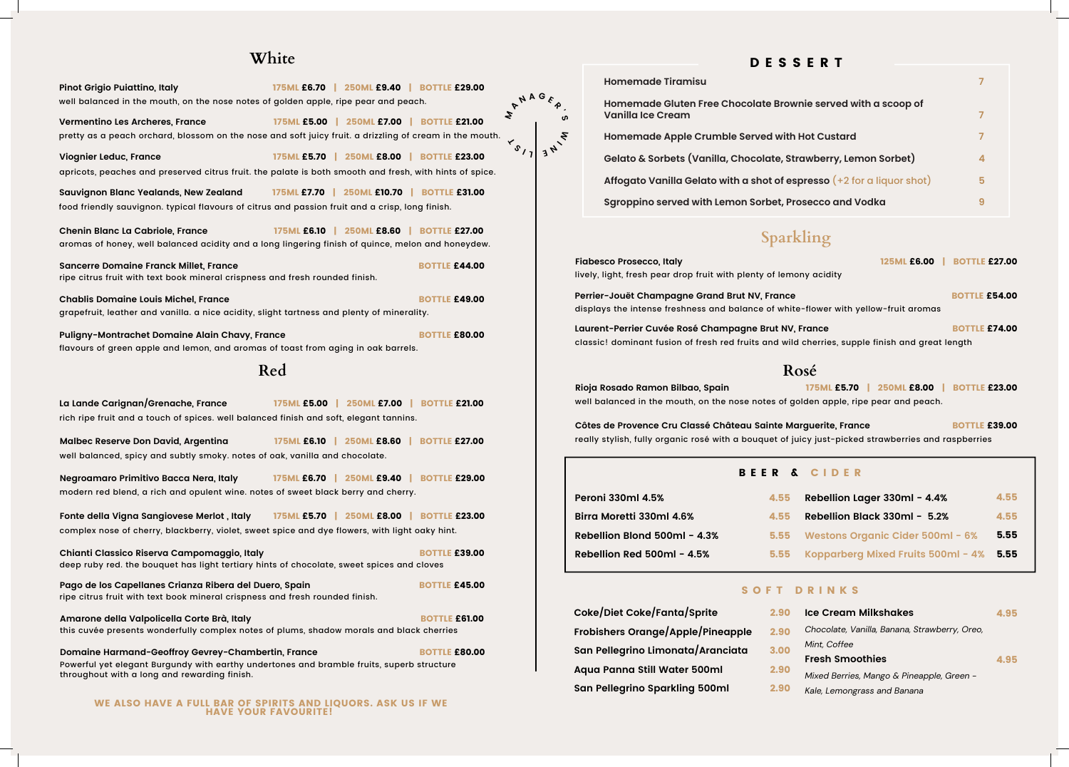## White

**Pinot Grigio Puiattino, Italy** — 175ML **£6.70** | 250ML **£9.40** | BOTTLE **£29.00**
well balanced in the mouth, on the nose notes of golden apple, ripe pear and peach.

**Vermentino Les Archeres, France** — 175ML **£5.00** | 250ML **£7.00** | BOTTLE **£21.00**
pretty as a peach orchard, blossom on the nose and soft juicy fruit. a drizzling of cream in the mouth.

**Viognier Leduc, France** — 175ML **£5.70** | 250ML **£8.00** | BOTTLE **£23.00**
apricots, peaches and preserved citrus fruit. the palate is both smooth and fresh, with hints of spice.

**Sauvignon Blanc Yealands, New Zealand** — 175ML **£7.70** | 250ML **£10.70** | BOTTLE **£31.00**
food friendly sauvignon. typical flavours of citrus and passion fruit and a crisp, long finish.

**Chenin Blanc La Cabriole, France** — 175ML **£6.10** | 250ML **£8.60** | BOTTLE **£27.00**
aromas of honey, well balanced acidity and a long lingering finish of quince, melon and honeydew.

**Sancerre Domaine Franck Millet, France** — BOTTLE **£44.00**
ripe citrus fruit with text book mineral crispness and fresh rounded finish.

**Chablis Domaine Louis Michel, France** — BOTTLE **£49.00**
grapefruit, leather and vanilla. a nice acidity, slight tartness and plenty of minerality.

**Puligny-Montrachet Domaine Alain Chavy, France** — BOTTLE **£80.00**
flavours of green apple and lemon, and aromas of toast from aging in oak barrels.

## Red

**La Lande Carignan/Grenache, France** — 175ML **£5.00** | 250ML **£7.00** | BOTTLE **£21.00**
rich ripe fruit and a touch of spices. well balanced finish and soft, elegant tannins.

**Malbec Reserve Don David, Argentina** — 175ML **£6.10** | 250ML **£8.60** | BOTTLE **£27.00**
well balanced, spicy and subtly smoky. notes of oak, vanilla and chocolate.

**Negroamaro Primitivo Bacca Nera, Italy** — 175ML **£6.70** | 250ML **£9.40** | BOTTLE **£29.00**
modern red blend, a rich and opulent wine. notes of sweet black berry and cherry.

**Fonte della Vigna Sangiovese Merlot , Italy** — 175ML **£5.70** | 250ML **£8.00** | BOTTLE **£23.00**
complex nose of cherry, blackberry, violet, sweet spice and dye flowers, with light oaky hint.

**Chianti Classico Riserva Campomaggio, Italy** — BOTTLE **£39.00**
deep ruby red. the bouquet has light tertiary hints of chocolate, sweet spices and cloves

**Pago de los Capellanes Crianza Ribera del Duero, Spain** — BOTTLE **£45.00**
ripe citrus fruit with text book mineral crispness and fresh rounded finish.

**Amarone della Valpolicella Corte Brà, Italy** — BOTTLE **£61.00**
this cuvée presents wonderfully complex notes of plums, shadow morals and black cherries

**Domaine Harmand-Geoffroy Gevrey-Chambertin, France** — BOTTLE **£80.00**
Powerful yet elegant Burgundy with earthy undertones and bramble fruits, superb structure throughout with a long and rewarding finish.

**WE ALSO HAVE A FULL BAR OF SPIRITS AND LIQUORS. ASK US IF WE HAVE YOUR FAVOURITE!**

MANAGER'S WINE LIST

## DESSERT

| | |
|---|---|
| Homemade Tiramisu | 7 |
| Homemade Gluten Free Chocolate Brownie served with a scoop of Vanilla Ice Cream | 7 |
| Homemade Apple Crumble Served with Hot Custard | 7 |
| Gelato & Sorbets (Vanilla, Chocolate, Strawberry, Lemon Sorbet) | 4 |
| Affogato Vanilla Gelato with a shot of espresso (+2 for a liquor shot) | 5 |
| Sgroppino served with Lemon Sorbet, Prosecco and Vodka | 9 |

## Sparkling

**Fiabesco Prosecco, Italy** — 125ML **£6.00** | BOTTLE **£27.00**
lively, light, fresh pear drop fruit with plenty of lemony acidity

**Perrier-Jouët Champagne Grand Brut NV, France** — BOTTLE **£54.00**
displays the intense freshness and balance of white-flower with yellow-fruit aromas

**Laurent-Perrier Cuvée Rosé Champagne Brut NV, France** — BOTTLE **£74.00**
classic! dominant fusion of fresh red fruits and wild cherries, supple finish and great length

## Rosé

**Rioja Rosado Ramon Bilbao, Spain** — 175ML **£5.70** | 250ML **£8.00** | BOTTLE **£23.00**
well balanced in the mouth, on the nose notes of golden apple, ripe pear and peach.

**Côtes de Provence Cru Classé Château Sainte Marguerite, France** — BOTTLE **£39.00**
really stylish, fully organic rosé with a bouquet of juicy just-picked strawberries and raspberries

## BEER & CIDER

| | | | |
|---|---|---|---|
| Peroni 330ml 4.5% | 4.55 | Rebellion Lager 330ml - 4.4% | 4.55 |
| Birra Moretti 330ml 4.6% | 4.55 | Rebellion Black 330ml - 5.2% | 4.55 |
| Rebellion Blond 500ml - 4.3% | 5.55 | Westons Organic Cider 500ml - 6% | 5.55 |
| Rebellion Red 500ml - 4.5% | 5.55 | Kopparberg Mixed Fruits 500ml - 4% | 5.55 |

## SOFT DRINKS

| | |
|---|---|
| Coke/Diet Coke/Fanta/Sprite | 2.90 |
| Frobishers Orange/Apple/Pineapple | 2.90 |
| San Pellegrino Limonata/Aranciata | 3.00 |
| Aqua Panna Still Water 500ml | 2.90 |
| San Pellegrino Sparkling 500ml | 2.90 |

**Ice Cream Milkshakes** — 4.95
*Chocolate, Vanilla, Banana, Strawberry, Oreo, Mint, Coffee*

**Fresh Smoothies** — 4.95
*Mixed Berries, Mango & Pineapple, Green - Kale, Lemongrass and Banana*